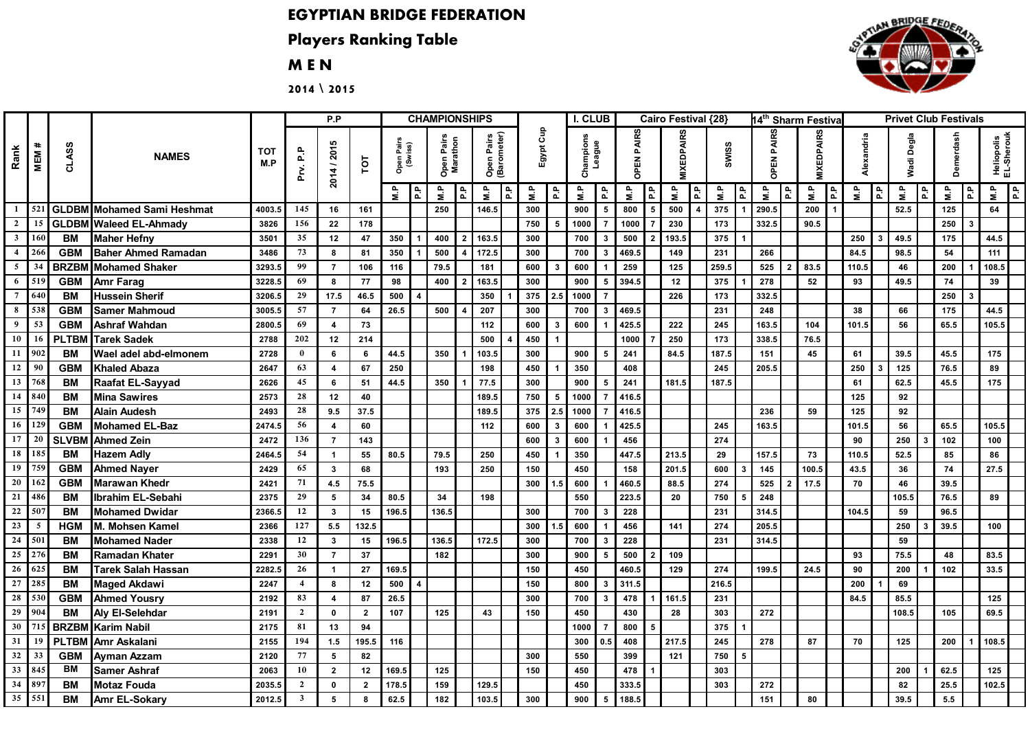# EGYPTIAN BRIDGE FEDERATION

## Players Ranking Table

## M E N

**2014 \ 2015**

| Rank | MEM # | CLASS | NAMES | TOT M.P | P.P | | | CHAMPIONSHIPS | | | | | | Egypt Cup | | I. CLUB | | Cairo Festival {28} | | | | | | 14th Sharm Festival | | | | Privet Club Festivals | | | | | | | |
|---|---|---|---|---|---|---|---|---|---|---|---|---|---|---|---|---|---|---|---|---|---|---|---|---|---|---|---|---|---|---|---|---|---|---|---|
| | | | | | Prv. P.P | 2014 / 2015 | TOT | Open Pairs (Swiss) | | Open Pairs Marathon | | Open Pairs (Barometer) | | | | Champions League | | OPEN PAIRS | | MIXEDPAIRS | | SWISS | | OPEN PAIRS | | MIXEDPAIRS | | Alexandria | | Wadi Degla | | Demerdash | | Heliopolis EL-Sherouk | |
| | | | | | | | | M.P | P.P | M.P | P.P | M.P | P.P | M.P | P.P | M.P | P.P | M.P | P.P | M.P | P.P | M.P | P.P | M.P | P.P | M.P | P.P | M.P | P.P | M.P | P.P | M.P | P.P | M.P | P.P |
| 1 | 521 | GLDBM | Mohamed Sami Heshmat | 4003.5 | 145 | 16 | 161 | | | 250 | | 146.5 | | 300 | | 900 | 5 | 800 | 5 | 500 | 4 | 375 | 1 | 290.5 | | 200 | 1 | | | 52.5 | | 125 | | 64 | |
| 2 | 15 | GLDBM | Waleed EL-Ahmady | 3826 | 156 | 22 | 178 | | | | | | | 750 | 5 | 1000 | 7 | 1000 | 7 | 230 | | 173 | | 332.5 | | 90.5 | | | | | | 250 | 3 | | |
| 3 | 160 | BM | Maher Hefny | 3501 | 35 | 12 | 47 | 350 | 1 | 400 | 2 | 163.5 | | 300 | | 700 | 3 | 500 | 2 | 193.5 | | 375 | 1 | | | | | 250 | 3 | 49.5 | | 175 | | 44.5 | |
| 4 | 266 | GBM | Baher Ahmed Ramadan | 3486 | 73 | 8 | 81 | 350 | 1 | 500 | 4 | 172.5 | | 300 | | 700 | 3 | 469.5 | | 149 | | 231 | | 266 | | | | 84.5 | | 98.5 | | 54 | | 111 | |
| 5 | 34 | BRZBM | Mohamed Shaker | 3293.5 | 99 | 7 | 106 | 116 | | 79.5 | | 181 | | 600 | 3 | 600 | 1 | 259 | | 125 | | 259.5 | | 525 | 2 | 83.5 | | 110.5 | | 46 | | 200 | 1 | 108.5 | |
| 6 | 519 | GBM | Amr Farag | 3228.5 | 69 | 8 | 77 | 98 | | 400 | 2 | 163.5 | | 300 | | 900 | 5 | 394.5 | | 12 | | 375 | 1 | 278 | | 52 | | 93 | | 49.5 | | 74 | | 39 | |
| 7 | 640 | BM | Hussein Sherif | 3206.5 | 29 | 17.5 | 46.5 | 500 | 4 | | | 350 | 1 | 375 | 2.5 | 1000 | 7 | | | 226 | | 173 | | 332.5 | | | | | | | | 250 | 3 | | |
| 8 | 538 | GBM | Samer Mahmoud | 3005.5 | 57 | 7 | 64 | 26.5 | | 500 | 4 | 207 | | 300 | | 700 | 3 | 469.5 | | | | 231 | | 248 | | | | 38 | | 66 | | 175 | | 44.5 | |
| 9 | 53 | GBM | Ashraf Wahdan | 2800.5 | 69 | 4 | 73 | | | | | 112 | | 600 | 3 | 600 | 1 | 425.5 | | 222 | | 245 | | 163.5 | | 104 | | 101.5 | | 56 | | 65.5 | | 105.5 | |
| 10 | 16 | PLTBM | Tarek Sadek | 2788 | 202 | 12 | 214 | | | | | 500 | 4 | 450 | 1 | | | 1000 | 7 | 250 | | 173 | | 338.5 | | 76.5 | | | | | | | | | |
| 11 | 902 | BM | Wael adel abd-elmonem | 2728 | 0 | 6 | 6 | 44.5 | | 350 | 1 | 103.5 | | 300 | | 900 | 5 | 241 | | 84.5 | | 187.5 | | 151 | | 45 | | 61 | | 39.5 | | 45.5 | | 175 | |
| 12 | 90 | GBM | Khaled Abaza | 2647 | 63 | 4 | 67 | 250 | | | | 198 | | 450 | 1 | 350 | | 408 | | | | 245 | | 205.5 | | | | 250 | 3 | 125 | | 76.5 | | 89 | |
| 13 | 768 | BM | Raafat EL-Sayyad | 2626 | 45 | 6 | 51 | 44.5 | | 350 | 1 | 77.5 | | 300 | | 900 | 5 | 241 | | 181.5 | | 187.5 | | | | | | 61 | | 62.5 | | 45.5 | | 175 | |
| 14 | 840 | BM | Mina Sawires | 2573 | 28 | 12 | 40 | | | | | 189.5 | | 750 | 5 | 1000 | 7 | 416.5 | | | | | | | | | | 125 | | 92 | | | | | |
| 15 | 749 | BM | Alain Audesh | 2493 | 28 | 9.5 | 37.5 | | | | | 189.5 | | 375 | 2.5 | 1000 | 7 | 416.5 | | | | | | 236 | | 59 | | 125 | | 92 | | | | | |
| 16 | 129 | GBM | Mohamed EL-Baz | 2474.5 | 56 | 4 | 60 | | | | | 112 | | 600 | 3 | 600 | 1 | 425.5 | | | | 245 | | 163.5 | | | | 101.5 | | 56 | | 65.5 | | 105.5 | |
| 17 | 20 | SLVBM | Ahmed Zein | 2472 | 136 | 7 | 143 | | | | | | | 600 | 3 | 600 | 1 | 456 | | | | 274 | | | | | | 90 | | 250 | 3 | 102 | | 100 | |
| 18 | 185 | BM | Hazem Adly | 2464.5 | 54 | 1 | 55 | 80.5 | | 79.5 | | 250 | | 450 | 1 | 350 | | 447.5 | | 213.5 | | 29 | | 157.5 | | 73 | | 110.5 | | 52.5 | | 85 | | 86 | |
| 19 | 759 | GBM | Ahmed Nayer | 2429 | 65 | 3 | 68 | | | 193 | | 250 | | 150 | | 450 | | 158 | | 201.5 | | 600 | 3 | 145 | | 100.5 | | 43.5 | | 36 | | 74 | | 27.5 | |
| 20 | 162 | GBM | Marawan Khedr | 2421 | 71 | 4.5 | 75.5 | | | | | | | 300 | 1.5 | 600 | 1 | 460.5 | | 88.5 | | 274 | | 525 | 2 | 17.5 | | 70 | | 46 | | 39.5 | | | |
| 21 | 486 | BM | Ibrahim EL-Sebahi | 2375 | 29 | 5 | 34 | 80.5 | | 34 | | 198 | | | | 550 | | 223.5 | | 20 | | 750 | 5 | 248 | | | | | | 105.5 | | 76.5 | | 89 | |
| 22 | 507 | BM | Mohamed Dwidar | 2366.5 | 12 | 3 | 15 | 196.5 | | 136.5 | | | | 300 | | 700 | 3 | 228 | | | | 231 | | 314.5 | | | | 104.5 | | 59 | | 96.5 | | | |
| 23 | 5 | HGM | M. Mohsen Kamel | 2366 | 127 | 5.5 | 132.5 | | | | | | | 300 | 1.5 | 600 | 1 | 456 | | 141 | | 274 | | 205.5 | | | | | | 250 | 3 | 39.5 | | 100 | |
| 24 | 501 | BM | Mohamed Nader | 2338 | 12 | 3 | 15 | 196.5 | | 136.5 | | 172.5 | | 300 | | 700 | 3 | 228 | | | | 231 | | 314.5 | | | | | | 59 | | | | | |
| 25 | 276 | BM | Ramadan Khater | 2291 | 30 | 7 | 37 | | | 182 | | | | 300 | | 900 | 5 | 500 | 2 | 109 | | | | | | | | 93 | | 75.5 | | 48 | | 83.5 | |
| 26 | 625 | BM | Tarek Salah Hassan | 2282.5 | 26 | 1 | 27 | 169.5 | | | | | | 150 | | 450 | | 460.5 | | 129 | | 274 | | 199.5 | | 24.5 | | 90 | | 200 | 1 | 102 | | 33.5 | |
| 27 | 285 | BM | Maged Akdawi | 2247 | 4 | 8 | 12 | 500 | 4 | | | | | 150 | | 800 | 3 | 311.5 | | | | 216.5 | | | | | | 200 | 1 | 69 | | | | | |
| 28 | 530 | GBM | Ahmed Yousry | 2192 | 83 | 4 | 87 | 26.5 | | | | | | 300 | | 700 | 3 | 478 | 1 | 161.5 | | 231 | | | | | | 84.5 | | 85.5 | | | | 125 | |
| 29 | 904 | BM | Aly El-Selehdar | 2191 | 2 | 0 | 2 | 107 | | 125 | | 43 | | 150 | | 450 | | 430 | | 28 | | 303 | | 272 | | | | | | 108.5 | | 105 | | 69.5 | |
| 30 | 715 | BRZBM | Karim Nabil | 2175 | 81 | 13 | 94 | | | | | | | | | 1000 | 7 | 800 | 5 | | | 375 | 1 | | | | | | | | | | | | |
| 31 | 19 | PLTBM | Amr Askalani | 2155 | 194 | 1.5 | 195.5 | 116 | | | | | | | | 300 | 0.5 | 408 | | 217.5 | | 245 | | 278 | | 87 | | 70 | | 125 | | 200 | 1 | 108.5 | |
| 32 | 33 | GBM | Ayman Azzam | 2120 | 77 | 5 | 82 | | | | | | | 300 | | 550 | | 399 | | 121 | | 750 | 5 | | | | | | | | | | | | |
| 33 | 845 | BM | Samer Ashraf | 2063 | 10 | 2 | 12 | 169.5 | | 125 | | | | 150 | | 450 | | 478 | 1 | | | 303 | | | | | | | | 200 | 1 | 62.5 | | 125 | |
| 34 | 897 | BM | Motaz Fouda | 2035.5 | 2 | 0 | 2 | 178.5 | | 159 | | 129.5 | | | | 450 | | 333.5 | | | | 303 | | 272 | | | | | | 82 | | 25.5 | | 102.5 | |
| 35 | 551 | BM | Amr EL-Sokary | 2012.5 | 3 | 5 | 8 | 62.5 | | 182 | | 103.5 | | 300 | | 900 | 5 | 188.5 | | | | | | 151 | | 80 | | | | 39.5 | | 5.5 | | | |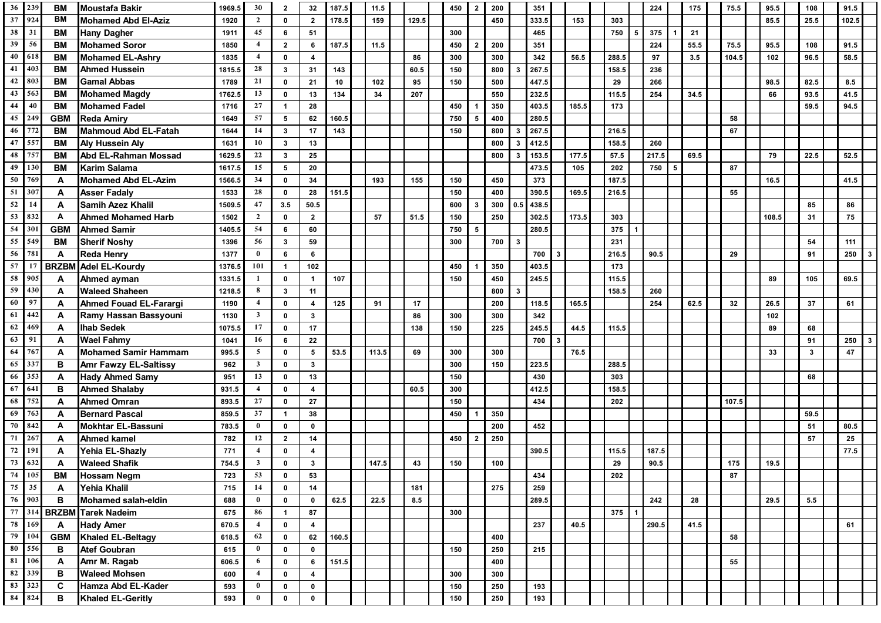| | | | | | | | | | | | | | | | | | | | | | | | | | | | | | | | | | | | |
|---|---|---|---|---|---|---|---|---|---|---|---|---|---|---|---|---|---|---|---|---|---|---|---|---|---|---|---|---|---|---|---|---|---|---|---|
| 36 | 239 | BM | Moustafa Bakir | 1969.5 | 30 | 2 | 32 | 187.5 | | 11.5 | | | | 450 | 2 | 200 | | 351 | | | | | | 224 | | 175 | | 75.5 | | 95.5 | | 108 | | 91.5 | |
| 37 | 924 | BM | Mohamed Abd El-Aziz | 1920 | 2 | 0 | 2 | 178.5 | | 159 | | 129.5 | | | | 450 | | 333.5 | | 153 | | 303 | | | | | | | | 85.5 | | 25.5 | | 102.5 | |
| 38 | 31 | BM | Hany Dagher | 1911 | 45 | 6 | 51 | | | | | | | 300 | | | | 465 | | | | 750 | 5 | 375 | 1 | 21 | | | | | | | | | |
| 39 | 56 | BM | Mohamed Soror | 1850 | 4 | 2 | 6 | 187.5 | | 11.5 | | | | 450 | 2 | 200 | | 351 | | | | | | 224 | | 55.5 | | 75.5 | | 95.5 | | 108 | | 91.5 | |
| 40 | 618 | BM | Mohamed EL-Ashry | 1835 | 4 | 0 | 4 | | | | | 86 | | 300 | | 300 | | 342 | | 56.5 | | 288.5 | | 97 | | 3.5 | | 104.5 | | 102 | | 96.5 | | 58.5 | |
| 41 | 403 | BM | Ahmed Hussein | 1815.5 | 28 | 3 | 31 | 143 | | | | 60.5 | | 150 | | 800 | 3 | 267.5 | | | | 158.5 | | 236 | | | | | | | | | | | |
| 42 | 803 | BM | Gamal Abbas | 1789 | 21 | 0 | 21 | 10 | | 102 | | 95 | | 150 | | 500 | | 447.5 | | | | 29 | | 266 | | | | | | 98.5 | | 82.5 | | 8.5 | |
| 43 | 563 | BM | Mohamed Magdy | 1762.5 | 13 | 0 | 13 | 134 | | 34 | | 207 | | | | 550 | | 232.5 | | | | 115.5 | | 254 | | 34.5 | | | | 66 | | 93.5 | | 41.5 | |
| 44 | 40 | BM | Mohamed Fadel | 1716 | 27 | 1 | 28 | | | | | | | 450 | 1 | 350 | | 403.5 | | 185.5 | | 173 | | | | | | | | | | 59.5 | | 94.5 | |
| 45 | 249 | GBM | Reda Amiry | 1649 | 57 | 5 | 62 | 160.5 | | | | | | 750 | 5 | 400 | | 280.5 | | | | | | | | | | 58 | | | | | | | |
| 46 | 772 | BM | Mahmoud Abd EL-Fatah | 1644 | 14 | 3 | 17 | 143 | | | | | | 150 | | 800 | 3 | 267.5 | | | | 216.5 | | | | | | 67 | | | | | | | |
| 47 | 557 | BM | Aly Hussein Aly | 1631 | 10 | 3 | 13 | | | | | | | | | 800 | 3 | 412.5 | | | | 158.5 | | 260 | | | | | | | | | | | |
| 48 | 757 | BM | Abd EL-Rahman Mossad | 1629.5 | 22 | 3 | 25 | | | | | | | | | 800 | 3 | 153.5 | | 177.5 | | 57.5 | | 217.5 | | 69.5 | | | | 79 | | 22.5 | | 52.5 | |
| 49 | 130 | BM | Karim Salama | 1617.5 | 15 | 5 | 20 | | | | | | | | | | | 473.5 | | 105 | | 202 | | 750 | 5 | | | 87 | | | | | | | |
| 50 | 769 | A | Mohamed Abd EL-Azim | 1566.5 | 34 | 0 | 34 | | | 193 | | 155 | | 150 | | 450 | | 373 | | | | 187.5 | | | | | | | | 16.5 | | | | 41.5 | |
| 51 | 307 | A | Asser Fadaly | 1533 | 28 | 0 | 28 | 151.5 | | | | | | 150 | | 400 | | 390.5 | | 169.5 | | 216.5 | | | | | | 55 | | | | | | | |
| 52 | 14 | A | Samih Azez Khalil | 1509.5 | 47 | 3.5 | 50.5 | | | | | | | 600 | 3 | 300 | 0.5 | 438.5 | | | | | | | | | | | | | | 85 | | 86 | |
| 53 | 832 | A | Ahmed Mohamed Harb | 1502 | 2 | 0 | 2 | | | 57 | | 51.5 | | 150 | | 250 | | 302.5 | | 173.5 | | 303 | | | | | | | | 108.5 | | 31 | | 75 | |
| 54 | 301 | GBM | Ahmed Samir | 1405.5 | 54 | 6 | 60 | | | | | | | 750 | 5 | | | 280.5 | | | | 375 | 1 | | | | | | | | | | | | |
| 55 | 549 | BM | Sherif Noshy | 1396 | 56 | 3 | 59 | | | | | | | 300 | | 700 | 3 | | | | | 231 | | | | | | | | | | 54 | | 111 | |
| 56 | 781 | A | Reda Henry | 1377 | 0 | 6 | 6 | | | | | | | | | | | 700 | 3 | | | 216.5 | | 90.5 | | | | 29 | | | | 91 | | 250 | 3 |
| 57 | 17 | BRZBM | Adel EL-Kourdy | 1376.5 | 101 | 1 | 102 | | | | | | | 450 | 1 | 350 | | 403.5 | | | | 173 | | | | | | | | | | | | | |
| 58 | 905 | A | Ahmed ayman | 1331.5 | 1 | 0 | 1 | 107 | | | | | | 150 | | 450 | | 245.5 | | | | 115.5 | | | | | | | | 89 | | 105 | | 69.5 | |
| 59 | 430 | A | Waleed Shaheen | 1218.5 | 8 | 3 | 11 | | | | | | | | | 800 | 3 | | | | | 158.5 | | 260 | | | | | | | | | | | |
| 60 | 97 | A | Ahmed Fouad EL-Farargi | 1190 | 4 | 0 | 4 | 125 | | 91 | | 17 | | | | 200 | | 118.5 | | 165.5 | | | | 254 | | 62.5 | | 32 | | 26.5 | | 37 | | 61 | |
| 61 | 442 | A | Ramy Hassan Bassyouni | 1130 | 3 | 0 | 3 | | | | | 86 | | 300 | | 300 | | 342 | | | | | | | | | | | | 102 | | | | | |
| 62 | 469 | A | Ihab Sedek | 1075.5 | 17 | 0 | 17 | | | | | 138 | | 150 | | 225 | | 245.5 | | 44.5 | | 115.5 | | | | | | | | 89 | | 68 | | | |
| 63 | 91 | A | Wael Fahmy | 1041 | 16 | 6 | 22 | | | | | | | | | | | 700 | 3 | | | | | | | | | | | | | 91 | | 250 | 3 |
| 64 | 767 | A | Mohamed Samir Hammam | 995.5 | 5 | 0 | 5 | 53.5 | | 113.5 | | 69 | | 300 | | 300 | | | | 76.5 | | | | | | | | | | 33 | | 3 | | 47 | |
| 65 | 337 | B | Amr Fawzy EL-Saltissy | 962 | 3 | 0 | 3 | | | | | | | 300 | | 150 | | 223.5 | | | | 288.5 | | | | | | | | | | | | | |
| 66 | 353 | A | Hady Ahmed Samy | 951 | 13 | 0 | 13 | | | | | | | 150 | | | | 430 | | | | 303 | | | | | | | | | | 68 | | | |
| 67 | 641 | B | Ahmed Shalaby | 931.5 | 4 | 0 | 4 | | | | | 60.5 | | 300 | | | | 412.5 | | | | 158.5 | | | | | | | | | | | | | |
| 68 | 752 | A | Ahmed Omran | 893.5 | 27 | 0 | 27 | | | | | | | 150 | | | | 434 | | | | 202 | | | | | | 107.5 | | | | | | | |
| 69 | 763 | A | Bernard Pascal | 859.5 | 37 | 1 | 38 | | | | | | | 450 | 1 | 350 | | | | | | | | | | | | | | | | 59.5 | | | |
| 70 | 842 | A | Mokhtar EL-Bassuni | 783.5 | 0 | 0 | 0 | | | | | | | | | 200 | | 452 | | | | | | | | | | | | | | 51 | | 80.5 | |
| 71 | 267 | A | Ahmed kamel | 782 | 12 | 2 | 14 | | | | | | | 450 | 2 | 250 | | | | | | | | | | | | | | | | 57 | | 25 | |
| 72 | 191 | A | Yehia EL-Shazly | 771 | 4 | 0 | 4 | | | | | | | | | | | 390.5 | | | | 115.5 | | 187.5 | | | | | | | | | | 77.5 | |
| 73 | 632 | A | Waleed Shafik | 754.5 | 3 | 0 | 3 | | | 147.5 | | 43 | | 150 | | 100 | | | | | | 29 | | 90.5 | | | | 175 | | 19.5 | | | | | |
| 74 | 105 | BM | Hossam Negm | 723 | 53 | 0 | 53 | | | | | | | | | | | 434 | | | | 202 | | | | | | 87 | | | | | | | |
| 75 | 35 | A | Yehia Khalil | 715 | 14 | 0 | 14 | | | | | 181 | | | | 275 | | 259 | | | | | | | | | | | | | | | | | |
| 76 | 903 | B | Mohamed salah-eldin | 688 | 0 | 0 | 0 | 62.5 | | 22.5 | | 8.5 | | | | | | 289.5 | | | | | | 242 | | 28 | | | | 29.5 | | 5.5 | | | |
| 77 | 314 | BRZBM | Tarek Nadeim | 675 | 86 | 1 | 87 | | | | | | | 300 | | | | | | | | 375 | 1 | | | | | | | | | | | | |
| 78 | 169 | A | Hady Amer | 670.5 | 4 | 0 | 4 | | | | | | | | | | | 237 | | 40.5 | | | | 290.5 | | 41.5 | | | | | | | | 61 | |
| 79 | 104 | GBM | Khaled EL-Beltagy | 618.5 | 62 | 0 | 62 | 160.5 | | | | | | | | 400 | | | | | | | | | | | | 58 | | | | | | | |
| 80 | 556 | B | Atef Goubran | 615 | 0 | 0 | 0 | | | | | | | 150 | | 250 | | 215 | | | | | | | | | | | | | | | | | |
| 81 | 106 | A | Amr M. Ragab | 606.5 | 6 | 0 | 6 | 151.5 | | | | | | | | 400 | | | | | | | | | | | | 55 | | | | | | | |
| 82 | 339 | B | Waleed Mohsen | 600 | 4 | 0 | 4 | | | | | | | 300 | | 300 | | | | | | | | | | | | | | | | | | | |
| 83 | 323 | C | Hamza Abd EL-Kader | 593 | 0 | 0 | 0 | | | | | | | 150 | | 250 | | 193 | | | | | | | | | | | | | | | | | |
| 84 | 824 | B | Khaled EL-Geritly | 593 | 0 | 0 | 0 | | | | | | | 150 | | 250 | | 193 | | | | | | | | | | | | | | | | | |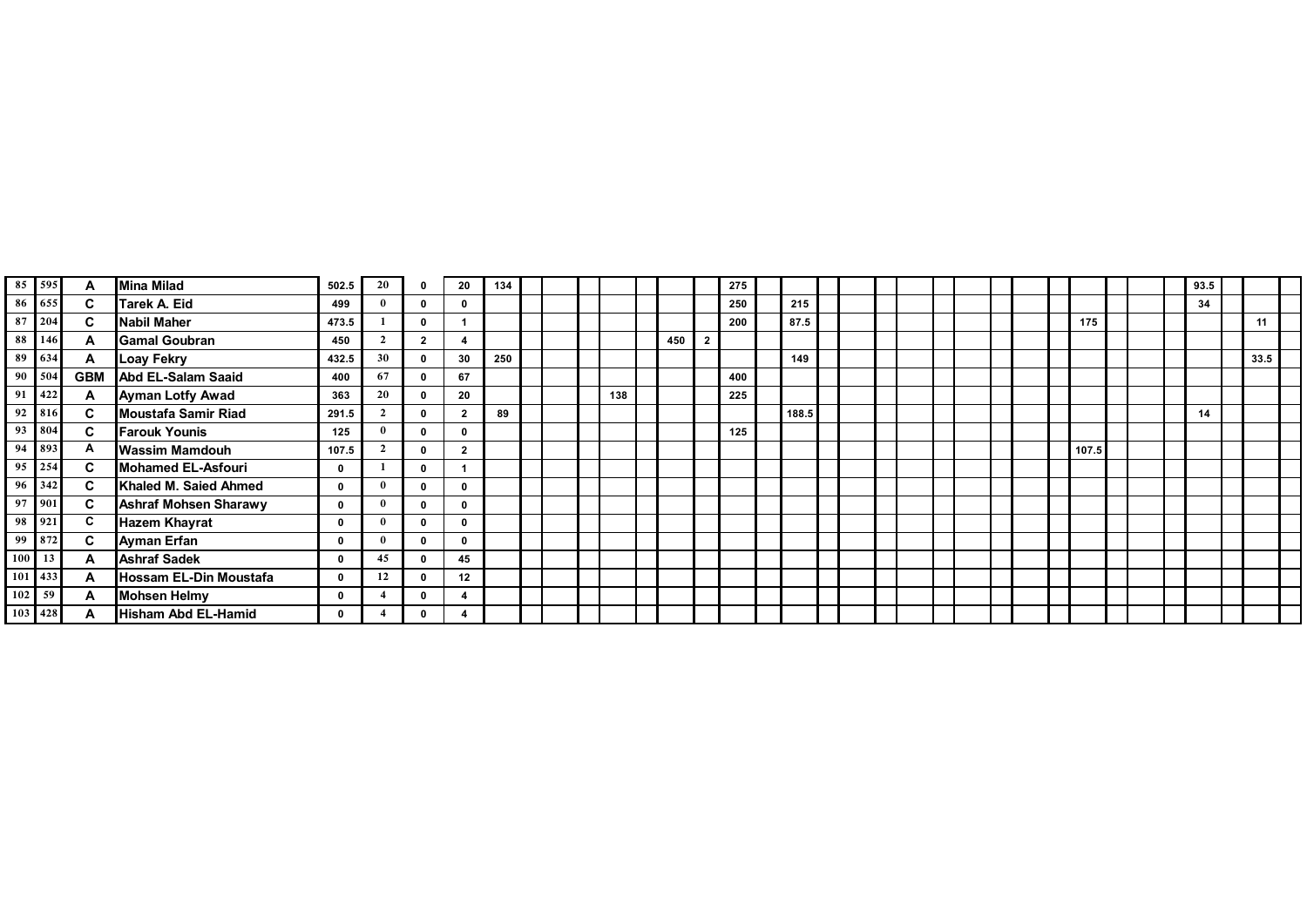| | | | | | | | | | | | | | | | | | | | | | | | | | | | | | | | | | | | |
|---|---|---|---|---|---|---|---|---|---|---|---|---|---|---|---|---|---|---|---|---|---|---|---|---|---|---|---|---|---|---|---|---|---|---|---|
| 85 | 595 | A | Mina Milad | 502.5 | 20 | 0 | 20 | 134 | | | | | | | | 275 | | | | | | | | | | | | | | | | 93.5 | | | |
| 86 | 655 | C | Tarek A. Eid | 499 | 0 | 0 | 0 | | | | | | | | | 250 | | 215 | | | | | | | | | | | | | | 34 | | | |
| 87 | 204 | C | Nabil Maher | 473.5 | 1 | 0 | 1 | | | | | | | | | 200 | | 87.5 | | | | | | | | | | 175 | | | | | | 11 | |
| 88 | 146 | A | Gamal Goubran | 450 | 2 | 2 | 4 | | | | | | | 450 | 2 | | | | | | | | | | | | | | | | | | | | |
| 89 | 634 | A | Loay Fekry | 432.5 | 30 | 0 | 30 | 250 | | | | | | | | | | 149 | | | | | | | | | | | | | | | | 33.5 | |
| 90 | 504 | GBM | Abd EL-Salam Saaid | 400 | 67 | 0 | 67 | | | | | | | | | 400 | | | | | | | | | | | | | | | | | | | |
| 91 | 422 | A | Ayman Lotfy Awad | 363 | 20 | 0 | 20 | | | | | 138 | | | | 225 | | | | | | | | | | | | | | | | | | | |
| 92 | 816 | C | Moustafa Samir Riad | 291.5 | 2 | 0 | 2 | 89 | | | | | | | | | | 188.5 | | | | | | | | | | | | | | 14 | | | |
| 93 | 804 | C | Farouk Younis | 125 | 0 | 0 | 0 | | | | | | | | | 125 | | | | | | | | | | | | | | | | | | | |
| 94 | 893 | A | Wassim Mamdouh | 107.5 | 2 | 0 | 2 | | | | | | | | | | | | | | | | | | | | | 107.5 | | | | | | | |
| 95 | 254 | C | Mohamed EL-Asfouri | 0 | 1 | 0 | 1 | | | | | | | | | | | | | | | | | | | | | | | | | | | | |
| 96 | 342 | C | Khaled M. Saied Ahmed | 0 | 0 | 0 | 0 | | | | | | | | | | | | | | | | | | | | | | | | | | | | |
| 97 | 901 | C | Ashraf Mohsen Sharawy | 0 | 0 | 0 | 0 | | | | | | | | | | | | | | | | | | | | | | | | | | | | |
| 98 | 921 | C | Hazem Khayrat | 0 | 0 | 0 | 0 | | | | | | | | | | | | | | | | | | | | | | | | | | | | |
| 99 | 872 | C | Ayman Erfan | 0 | 0 | 0 | 0 | | | | | | | | | | | | | | | | | | | | | | | | | | | | |
| 100 | 13 | A | Ashraf Sadek | 0 | 45 | 0 | 45 | | | | | | | | | | | | | | | | | | | | | | | | | | | | |
| 101 | 433 | A | Hossam EL-Din Moustafa | 0 | 12 | 0 | 12 | | | | | | | | | | | | | | | | | | | | | | | | | | | | |
| 102 | 59 | A | Mohsen Helmy | 0 | 4 | 0 | 4 | | | | | | | | | | | | | | | | | | | | | | | | | | | | |
| 103 | 428 | A | Hisham Abd EL-Hamid | 0 | 4 | 0 | 4 | | | | | | | | | | | | | | | | | | | | | | | | | | | | |